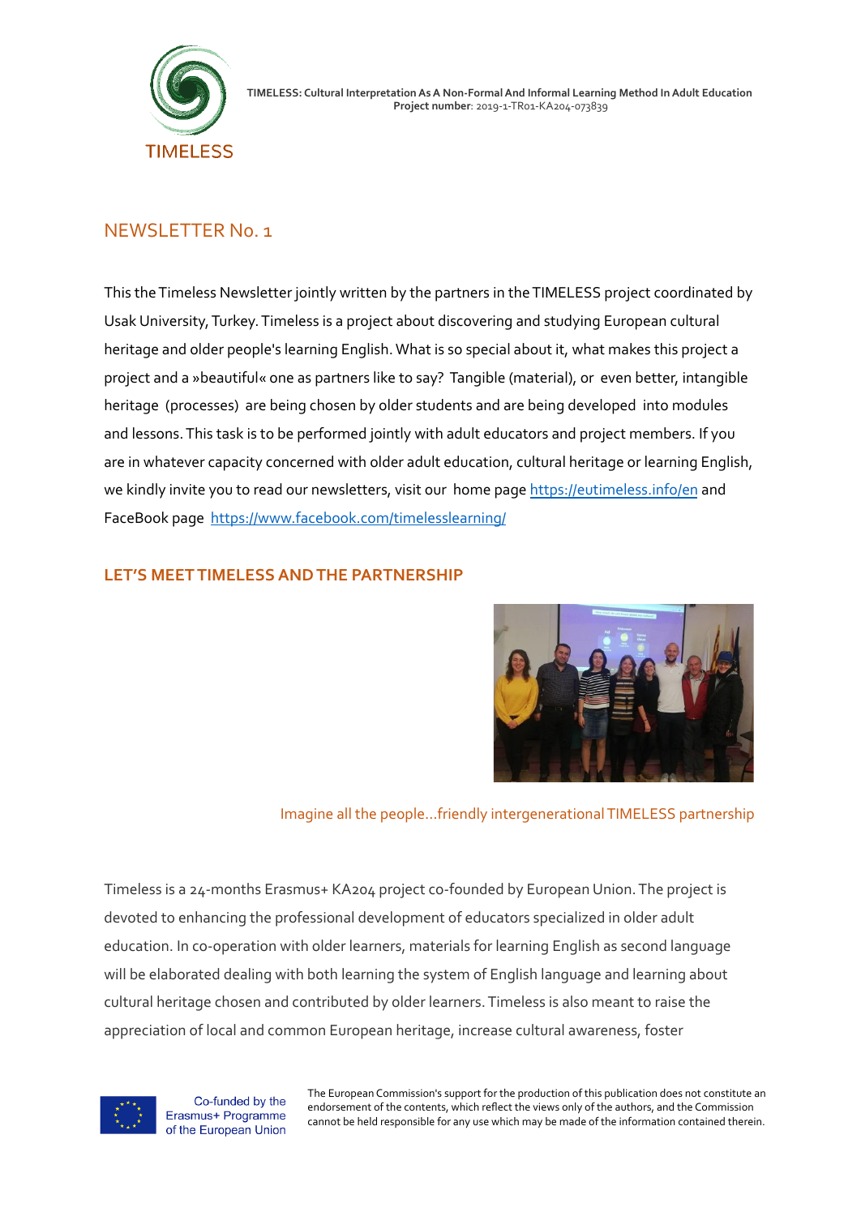TIMELESS: Cultural Interpretation As A Non-Formal And Informal Learning Method In Adult Education
**Project number**: 2019-1-TR01-KA204-073839

## NEWSLETTER No. 1

This the Timeless Newsletter jointly written by the partners in the TIMELESS project coordinated by Usak University, Turkey. Timeless is a project about discovering and studying European cultural heritage and older people's learning English. What is so special about it, what makes this project a project and a »beautiful« one as partners like to say? Tangible (material), or even better, intangible heritage (processes) are being chosen by older students and are being developed into modules and lessons. This task is to be performed jointly with adult educators and project members. If you are in whatever capacity concerned with older adult education, cultural heritage or learning English, we kindly invite you to read our newsletters, visit our home page https://eutimeless.info/en and FaceBook page https://www.facebook.com/timelesslearning/

### LET'S MEET TIMELESS AND THE PARTNERSHIP

Imagine all the people…friendly intergenerational TIMELESS partnership

Timeless is a 24-months Erasmus+ KA204 project co-founded by European Union. The project is devoted to enhancing the professional development of educators specialized in older adult education. In co-operation with older learners, materials for learning English as second language will be elaborated dealing with both learning the system of English language and learning about cultural heritage chosen and contributed by older learners. Timeless is also meant to raise the appreciation of local and common European heritage, increase cultural awareness, foster

Co-funded by the Erasmus+ Programme of the European Union

The European Commission's support for the production of this publication does not constitute an endorsement of the contents, which reflect the views only of the authors, and the Commission cannot be held responsible for any use which may be made of the information contained therein.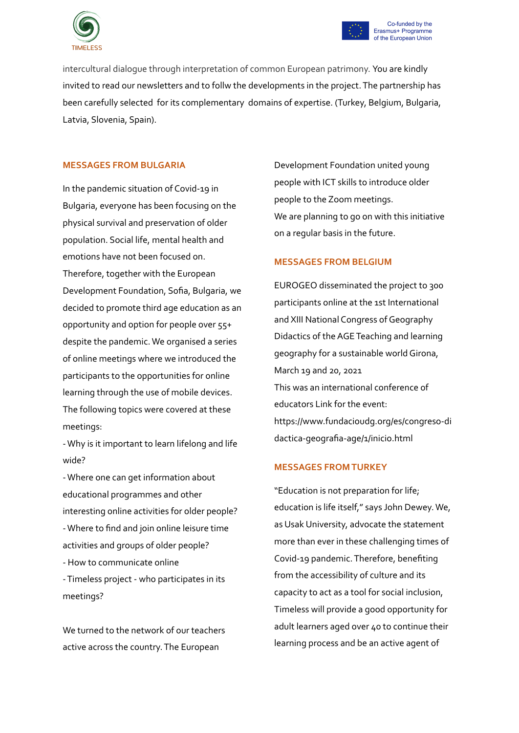intercultural dialogue through interpretation of common European patrimony. You are kindly invited to read our newsletters and to follw the developments in the project. The partnership has been carefully selected for its complementary domains of expertise. (Turkey, Belgium, Bulgaria, Latvia, Slovenia, Spain).

## MESSAGES FROM BULGARIA

In the pandemic situation of Covid-19 in Bulgaria, everyone has been focusing on the physical survival and preservation of older population. Social life, mental health and emotions have not been focused on. Therefore, together with the European Development Foundation, Sofia, Bulgaria, we decided to promote third age education as an opportunity and option for people over 55+ despite the pandemic. We organised a series of online meetings where we introduced the participants to the opportunities for online learning through the use of mobile devices. The following topics were covered at these meetings:

- Why is it important to learn lifelong and life wide?
- Where one can get information about educational programmes and other interesting online activities for older people?
- Where to find and join online leisure time activities and groups of older people?
- How to communicate online
- Timeless project - who participates in its meetings?

We turned to the network of our teachers active across the country. The European Development Foundation united young people with ICT skills to introduce older people to the Zoom meetings.
We are planning to go on with this initiative on a regular basis in the future.

## MESSAGES FROM BELGIUM

EUROGEO disseminated the project to 300 participants online at the 1st International and XIII National Congress of Geography Didactics of the AGE Teaching and learning geography for a sustainable world Girona, March 19 and 20, 2021
This was an international conference of educators Link for the event:
https://www.fundacioudg.org/es/congreso-didactica-geografia-age/1/inicio.html

## MESSAGES FROM TURKEY

"Education is not preparation for life; education is life itself," says John Dewey. We, as Usak University, advocate the statement more than ever in these challenging times of Covid-19 pandemic. Therefore, benefiting from the accessibility of culture and its capacity to act as a tool for social inclusion, Timeless will provide a good opportunity for adult learners aged over 40 to continue their learning process and be an active agent of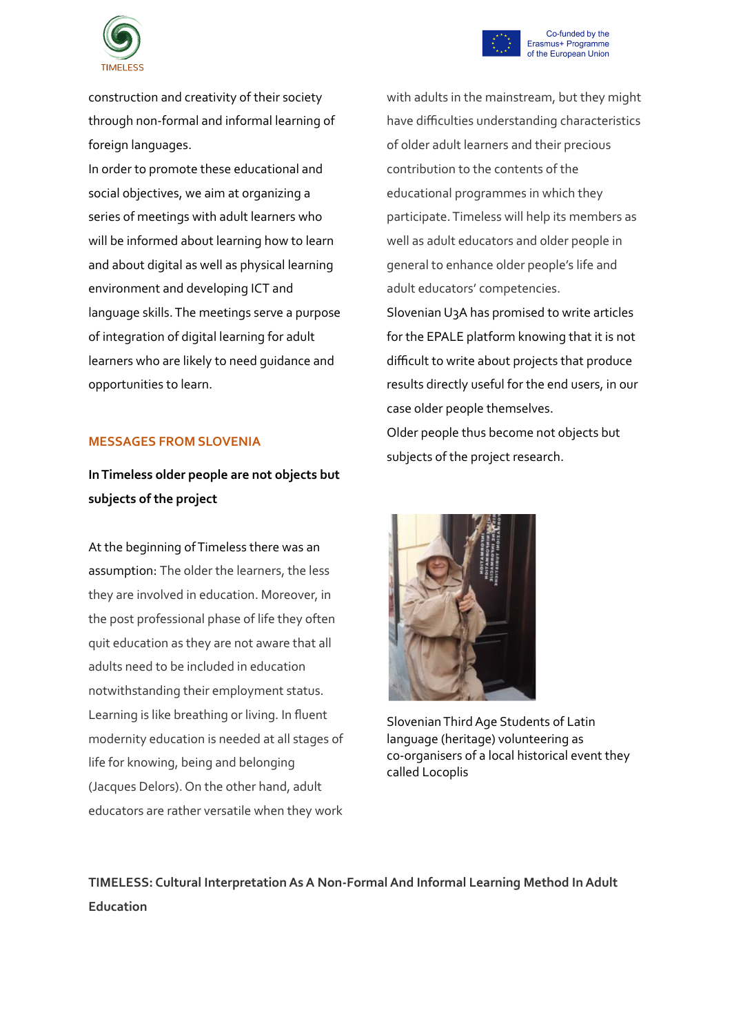construction and creativity of their society through non-formal and informal learning of foreign languages.

In order to promote these educational and social objectives, we aim at organizing a series of meetings with adult learners who will be informed about learning how to learn and about digital as well as physical learning environment and developing ICT and language skills. The meetings serve a purpose of integration of digital learning for adult learners who are likely to need guidance and opportunities to learn.

## MESSAGES FROM SLOVENIA

**In Timeless older people are not objects but subjects of the project**

At the beginning of Timeless there was an assumption: The older the learners, the less they are involved in education. Moreover, in the post professional phase of life they often quit education as they are not aware that all adults need to be included in education notwithstanding their employment status. Learning is like breathing or living. In fluent modernity education is needed at all stages of life for knowing, being and belonging (Jacques Delors). On the other hand, adult educators are rather versatile when they work with adults in the mainstream, but they might have difficulties understanding characteristics of older adult learners and their precious contribution to the contents of the educational programmes in which they participate. Timeless will help its members as well as adult educators and older people in general to enhance older people's life and adult educators' competencies.

Slovenian U3A has promised to write articles for the EPALE platform knowing that it is not difficult to write about projects that produce results directly useful for the end users, in our case older people themselves.

Older people thus become not objects but subjects of the project research.

Slovenian Third Age Students of Latin language (heritage) volunteering as co-organisers of a local historical event they called Locoplis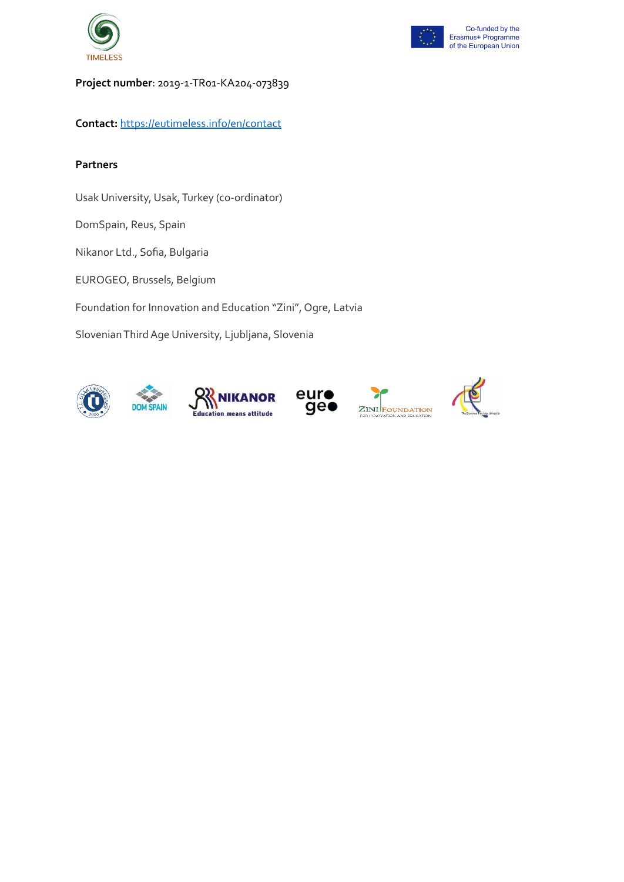**Project number**: 2019-1-TR01-KA204-073839

**Contact:** https://eutimeless.info/en/contact

**Partners**

Usak University, Usak, Turkey (co-ordinator)

DomSpain, Reus, Spain

Nikanor Ltd., Sofia, Bulgaria

EUROGEO, Brussels, Belgium

Foundation for Innovation and Education "Zini", Ogre, Latvia

Slovenian Third Age University, Ljubljana, Slovenia